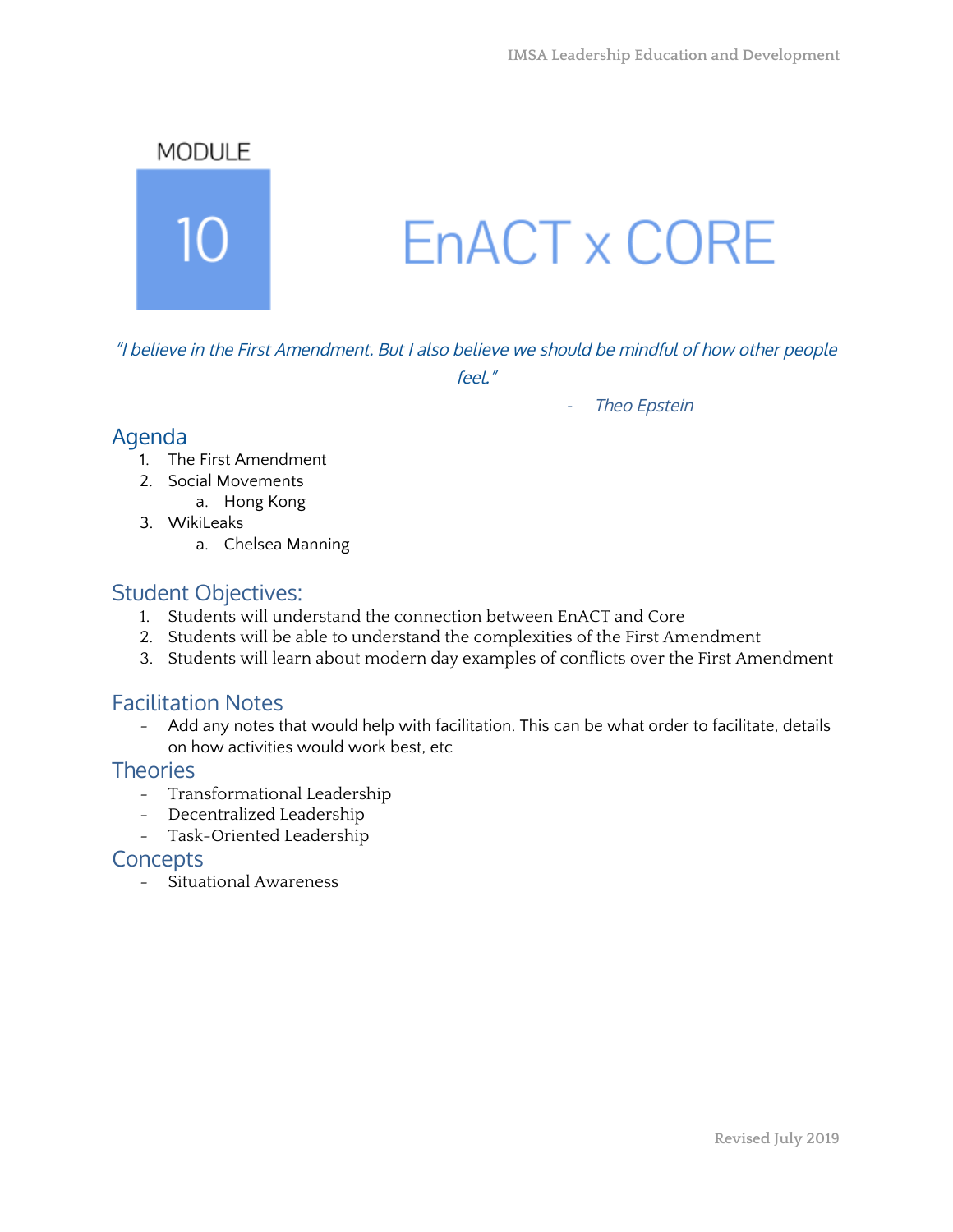MODULE

# 10

# EnACT x CORE

*"I believe in the First Amendment. But I also believe we should be mindful of how other people feel."*

*- Theo Epstein*

## Agenda

1. The First Amendment
2. Social Movements
    a. Hong Kong
3. WikiLeaks
    a. Chelsea Manning

## Student Objectives:

1. Students will understand the connection between EnACT and Core
2. Students will be able to understand the complexities of the First Amendment
3. Students will learn about modern day examples of conflicts over the First Amendment

## Facilitation Notes

- Add any notes that would help with facilitation. This can be what order to facilitate, details on how activities would work best, etc

## Theories

- Transformational Leadership
- Decentralized Leadership
- Task-Oriented Leadership

## Concepts

- Situational Awareness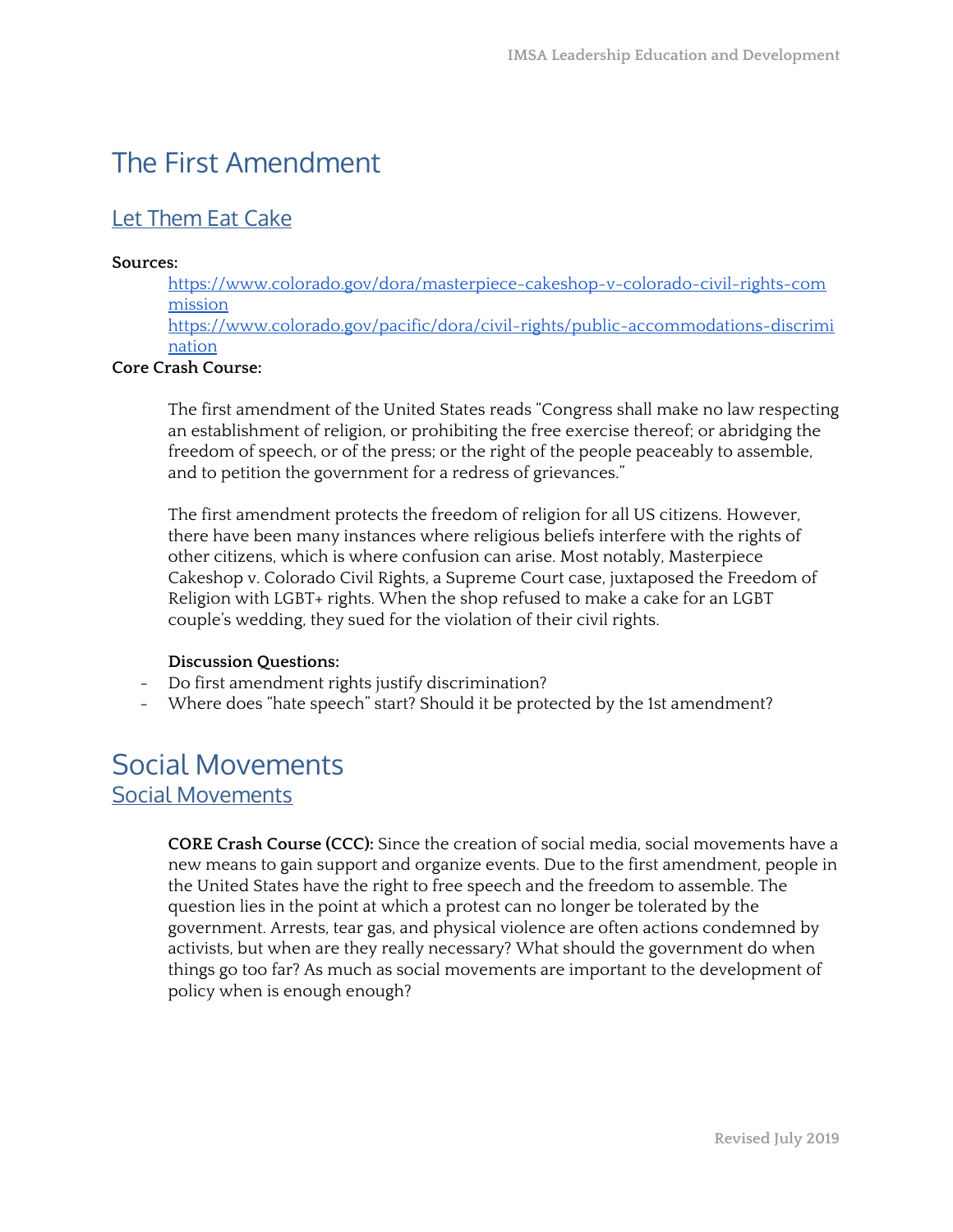# The First Amendment

## Let Them Eat Cake

**Sources:**

https://www.colorado.gov/dora/masterpiece-cakeshop-v-colorado-civil-rights-commission
https://www.colorado.gov/pacific/dora/civil-rights/public-accommodations-discrimination

**Core Crash Course:**

The first amendment of the United States reads "Congress shall make no law respecting an establishment of religion, or prohibiting the free exercise thereof; or abridging the freedom of speech, or of the press; or the right of the people peaceably to assemble, and to petition the government for a redress of grievances."

The first amendment protects the freedom of religion for all US citizens. However, there have been many instances where religious beliefs interfere with the rights of other citizens, which is where confusion can arise. Most notably, Masterpiece Cakeshop v. Colorado Civil Rights, a Supreme Court case, juxtaposed the Freedom of Religion with LGBT+ rights. When the shop refused to make a cake for an LGBT couple's wedding, they sued for the violation of their civil rights.

**Discussion Questions:**

- Do first amendment rights justify discrimination?
- Where does "hate speech" start? Should it be protected by the 1st amendment?

# Social Movements

## Social Movements

**CORE Crash Course (CCC):** Since the creation of social media, social movements have a new means to gain support and organize events. Due to the first amendment, people in the United States have the right to free speech and the freedom to assemble. The question lies in the point at which a protest can no longer be tolerated by the government. Arrests, tear gas, and physical violence are often actions condemned by activists, but when are they really necessary? What should the government do when things go too far? As much as social movements are important to the development of policy when is enough enough?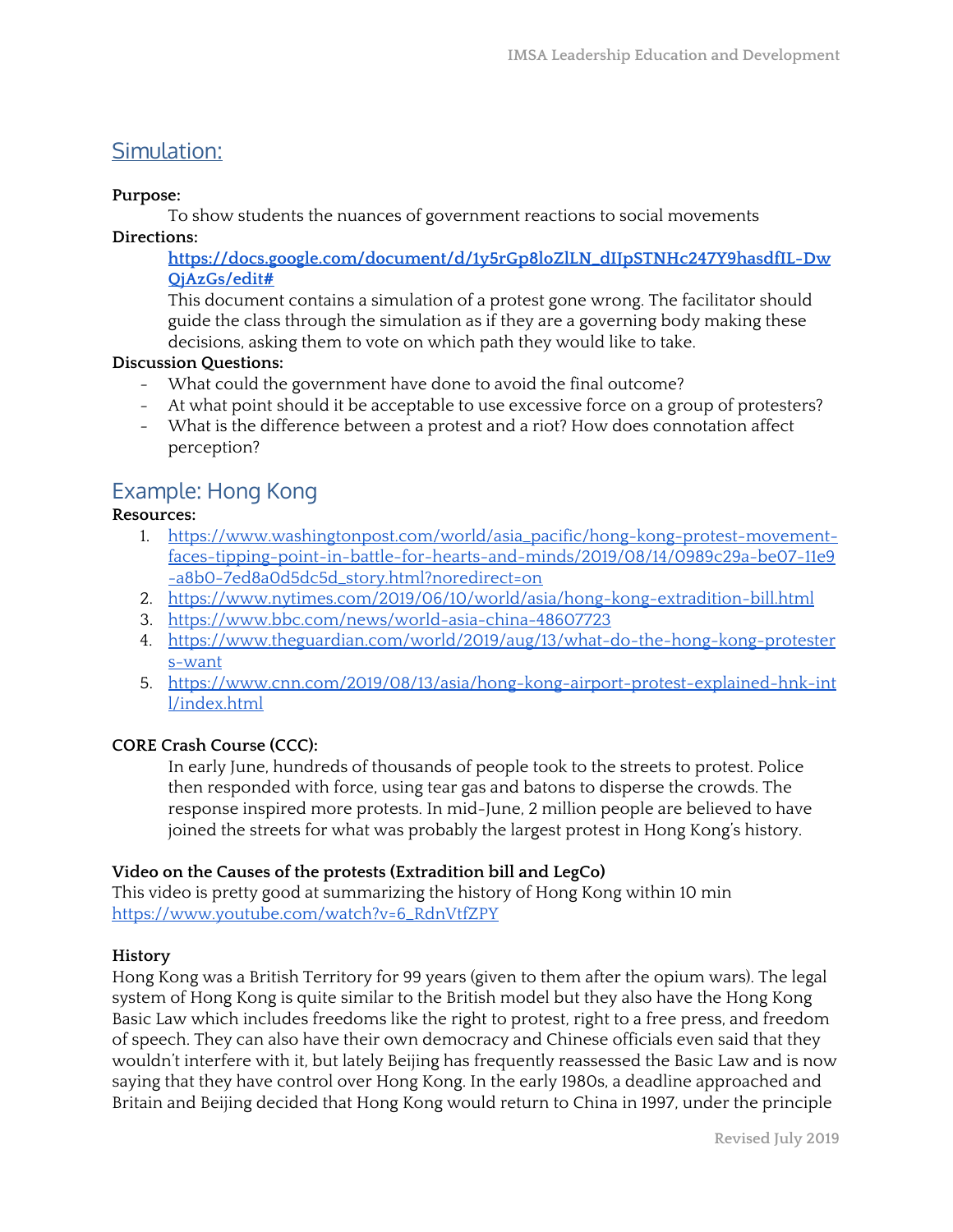## Simulation:

**Purpose:**

To show students the nuances of government reactions to social movements

**Directions:**

**https://docs.google.com/document/d/1y5rGp8loZlLN_dIJpSTNHc247Y9hasdfIL-DwQjAzGs/edit#**

This document contains a simulation of a protest gone wrong. The facilitator should guide the class through the simulation as if they are a governing body making these decisions, asking them to vote on which path they would like to take.

**Discussion Questions:**

- What could the government have done to avoid the final outcome?
- At what point should it be acceptable to use excessive force on a group of protesters?
- What is the difference between a protest and a riot? How does connotation affect perception?

## Example: Hong Kong

**Resources:**

1. https://www.washingtonpost.com/world/asia_pacific/hong-kong-protest-movement-faces-tipping-point-in-battle-for-hearts-and-minds/2019/08/14/0989c29a-be07-11e9-a8b0-7ed8a0d5dc5d_story.html?noredirect=on
2. https://www.nytimes.com/2019/06/10/world/asia/hong-kong-extradition-bill.html
3. https://www.bbc.com/news/world-asia-china-48607723
4. https://www.theguardian.com/world/2019/aug/13/what-do-the-hong-kong-protesters-want
5. https://www.cnn.com/2019/08/13/asia/hong-kong-airport-protest-explained-hnk-intl/index.html

**CORE Crash Course (CCC):**

In early June, hundreds of thousands of people took to the streets to protest. Police then responded with force, using tear gas and batons to disperse the crowds. The response inspired more protests. In mid-June, 2 million people are believed to have joined the streets for what was probably the largest protest in Hong Kong's history.

**Video on the Causes of the protests (Extradition bill and LegCo)**

This video is pretty good at summarizing the history of Hong Kong within 10 min

https://www.youtube.com/watch?v=6_RdnVtfZPY

**History**

Hong Kong was a British Territory for 99 years (given to them after the opium wars). The legal system of Hong Kong is quite similar to the British model but they also have the Hong Kong Basic Law which includes freedoms like the right to protest, right to a free press, and freedom of speech. They can also have their own democracy and Chinese officials even said that they wouldn't interfere with it, but lately Beijing has frequently reassessed the Basic Law and is now saying that they have control over Hong Kong. In the early 1980s, a deadline approached and Britain and Beijing decided that Hong Kong would return to China in 1997, under the principle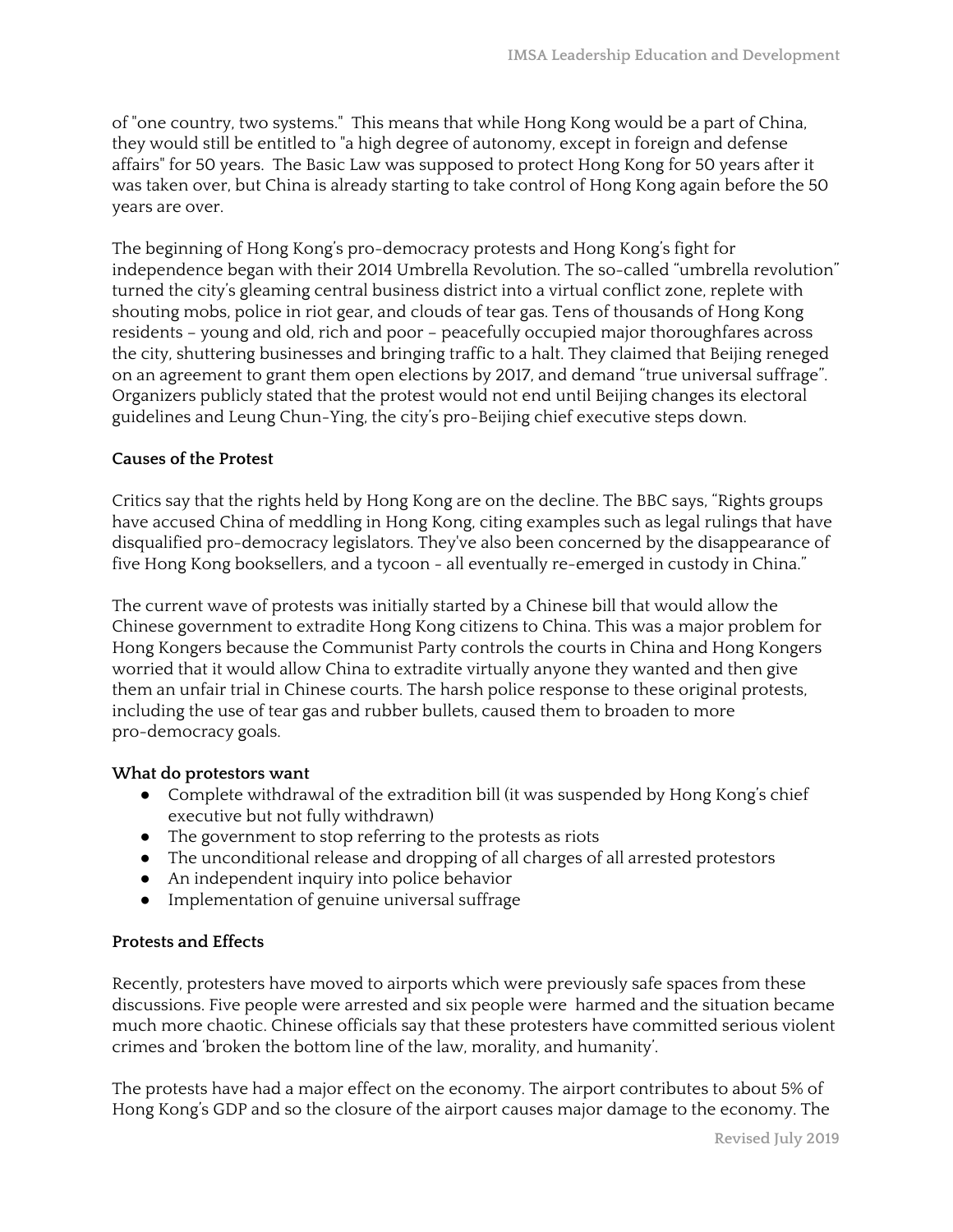of "one country, two systems." This means that while Hong Kong would be a part of China, they would still be entitled to "a high degree of autonomy, except in foreign and defense affairs" for 50 years. The Basic Law was supposed to protect Hong Kong for 50 years after it was taken over, but China is already starting to take control of Hong Kong again before the 50 years are over.

The beginning of Hong Kong's pro-democracy protests and Hong Kong's fight for independence began with their 2014 Umbrella Revolution. The so-called "umbrella revolution" turned the city's gleaming central business district into a virtual conflict zone, replete with shouting mobs, police in riot gear, and clouds of tear gas. Tens of thousands of Hong Kong residents – young and old, rich and poor – peacefully occupied major thoroughfares across the city, shuttering businesses and bringing traffic to a halt. They claimed that Beijing reneged on an agreement to grant them open elections by 2017, and demand "true universal suffrage". Organizers publicly stated that the protest would not end until Beijing changes its electoral guidelines and Leung Chun-Ying, the city's pro-Beijing chief executive steps down.

**Causes of the Protest**

Critics say that the rights held by Hong Kong are on the decline. The BBC says, "Rights groups have accused China of meddling in Hong Kong, citing examples such as legal rulings that have disqualified pro-democracy legislators. They've also been concerned by the disappearance of five Hong Kong booksellers, and a tycoon - all eventually re-emerged in custody in China."

The current wave of protests was initially started by a Chinese bill that would allow the Chinese government to extradite Hong Kong citizens to China. This was a major problem for Hong Kongers because the Communist Party controls the courts in China and Hong Kongers worried that it would allow China to extradite virtually anyone they wanted and then give them an unfair trial in Chinese courts. The harsh police response to these original protests, including the use of tear gas and rubber bullets, caused them to broaden to more pro-democracy goals.

**What do protestors want**

- Complete withdrawal of the extradition bill (it was suspended by Hong Kong's chief executive but not fully withdrawn)
- The government to stop referring to the protests as riots
- The unconditional release and dropping of all charges of all arrested protestors
- An independent inquiry into police behavior
- Implementation of genuine universal suffrage

**Protests and Effects**

Recently, protesters have moved to airports which were previously safe spaces from these discussions. Five people were arrested and six people were harmed and the situation became much more chaotic. Chinese officials say that these protesters have committed serious violent crimes and 'broken the bottom line of the law, morality, and humanity'.

The protests have had a major effect on the economy. The airport contributes to about 5% of Hong Kong's GDP and so the closure of the airport causes major damage to the economy. The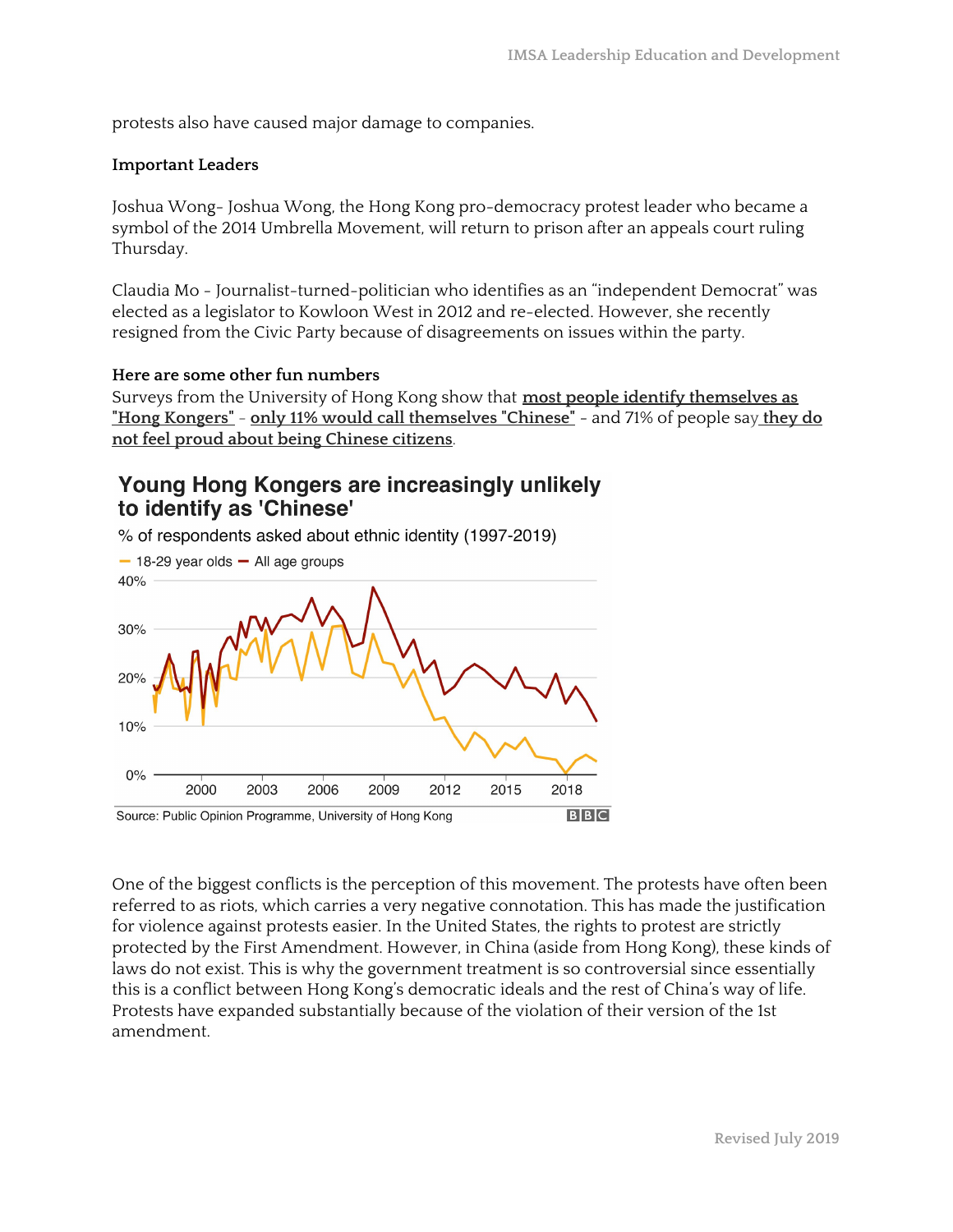protests also have caused major damage to companies.

**Important Leaders**

Joshua Wong- Joshua Wong, the Hong Kong pro-democracy protest leader who became a symbol of the 2014 Umbrella Movement, will return to prison after an appeals court ruling Thursday.

Claudia Mo - Journalist-turned-politician who identifies as an "independent Democrat" was elected as a legislator to Kowloon West in 2012 and re-elected. However, she recently resigned from the Civic Party because of disagreements on issues within the party.

**Here are some other fun numbers**

Surveys from the University of Hong Kong show that **most people identify themselves as "Hong Kongers"** - **only 11% would call themselves "Chinese"** - and 71% of people say **they do not feel proud about being Chinese citizens**.

**Young Hong Kongers are increasingly unlikely to identify as 'Chinese'**

% of respondents asked about ethnic identity (1997-2019)

— 18-29 year olds — All age groups

Source: Public Opinion Programme, University of Hong Kong BBC

One of the biggest conflicts is the perception of this movement. The protests have often been referred to as riots, which carries a very negative connotation. This has made the justification for violence against protests easier. In the United States, the rights to protest are strictly protected by the First Amendment. However, in China (aside from Hong Kong), these kinds of laws do not exist. This is why the government treatment is so controversial since essentially this is a conflict between Hong Kong's democratic ideals and the rest of China's way of life. Protests have expanded substantially because of the violation of their version of the 1st amendment.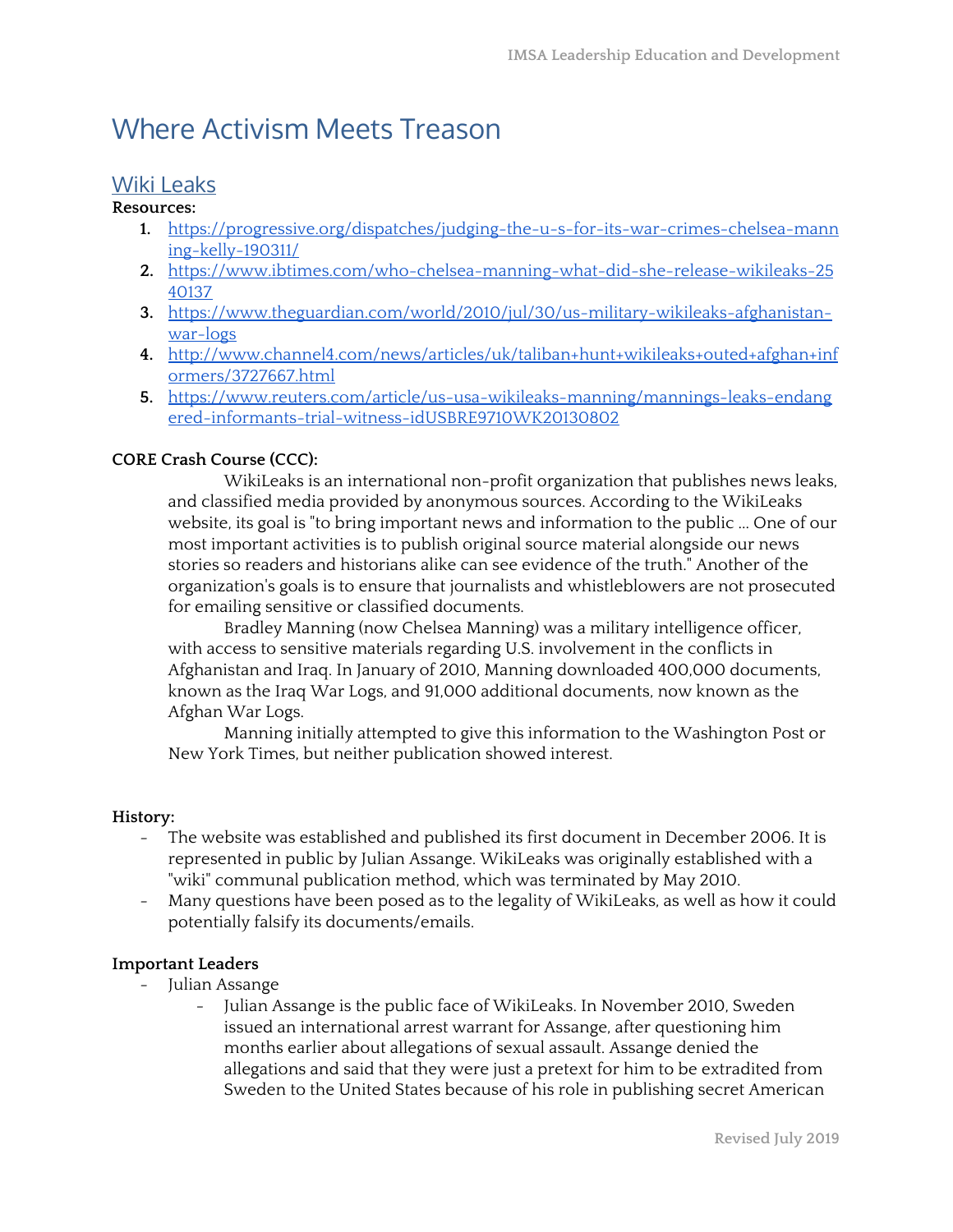# Where Activism Meets Treason

## Wiki Leaks

**Resources:**

1. https://progressive.org/dispatches/judging-the-u-s-for-its-war-crimes-chelsea-manning-kelly-190311/
2. https://www.ibtimes.com/who-chelsea-manning-what-did-she-release-wikileaks-2540137
3. https://www.theguardian.com/world/2010/jul/30/us-military-wikileaks-afghanistan-war-logs
4. http://www.channel4.com/news/articles/uk/taliban+hunt+wikileaks+outed+afghan+informers/3727667.html
5. https://www.reuters.com/article/us-usa-wikileaks-manning/mannings-leaks-endangered-informants-trial-witness-idUSBRE9710WK20130802

**CORE Crash Course (CCC):**

WikiLeaks is an international non-profit organization that publishes news leaks, and classified media provided by anonymous sources. According to the WikiLeaks website, its goal is "to bring important news and information to the public ... One of our most important activities is to publish original source material alongside our news stories so readers and historians alike can see evidence of the truth." Another of the organization's goals is to ensure that journalists and whistleblowers are not prosecuted for emailing sensitive or classified documents.

Bradley Manning (now Chelsea Manning) was a military intelligence officer, with access to sensitive materials regarding U.S. involvement in the conflicts in Afghanistan and Iraq. In January of 2010, Manning downloaded 400,000 documents, known as the Iraq War Logs, and 91,000 additional documents, now known as the Afghan War Logs.

Manning initially attempted to give this information to the Washington Post or New York Times, but neither publication showed interest.

**History:**

- The website was established and published its first document in December 2006. It is represented in public by Julian Assange. WikiLeaks was originally established with a "wiki" communal publication method, which was terminated by May 2010.
- Many questions have been posed as to the legality of WikiLeaks, as well as how it could potentially falsify its documents/emails.

**Important Leaders**

- Julian Assange
  - Julian Assange is the public face of WikiLeaks. In November 2010, Sweden issued an international arrest warrant for Assange, after questioning him months earlier about allegations of sexual assault. Assange denied the allegations and said that they were just a pretext for him to be extradited from Sweden to the United States because of his role in publishing secret American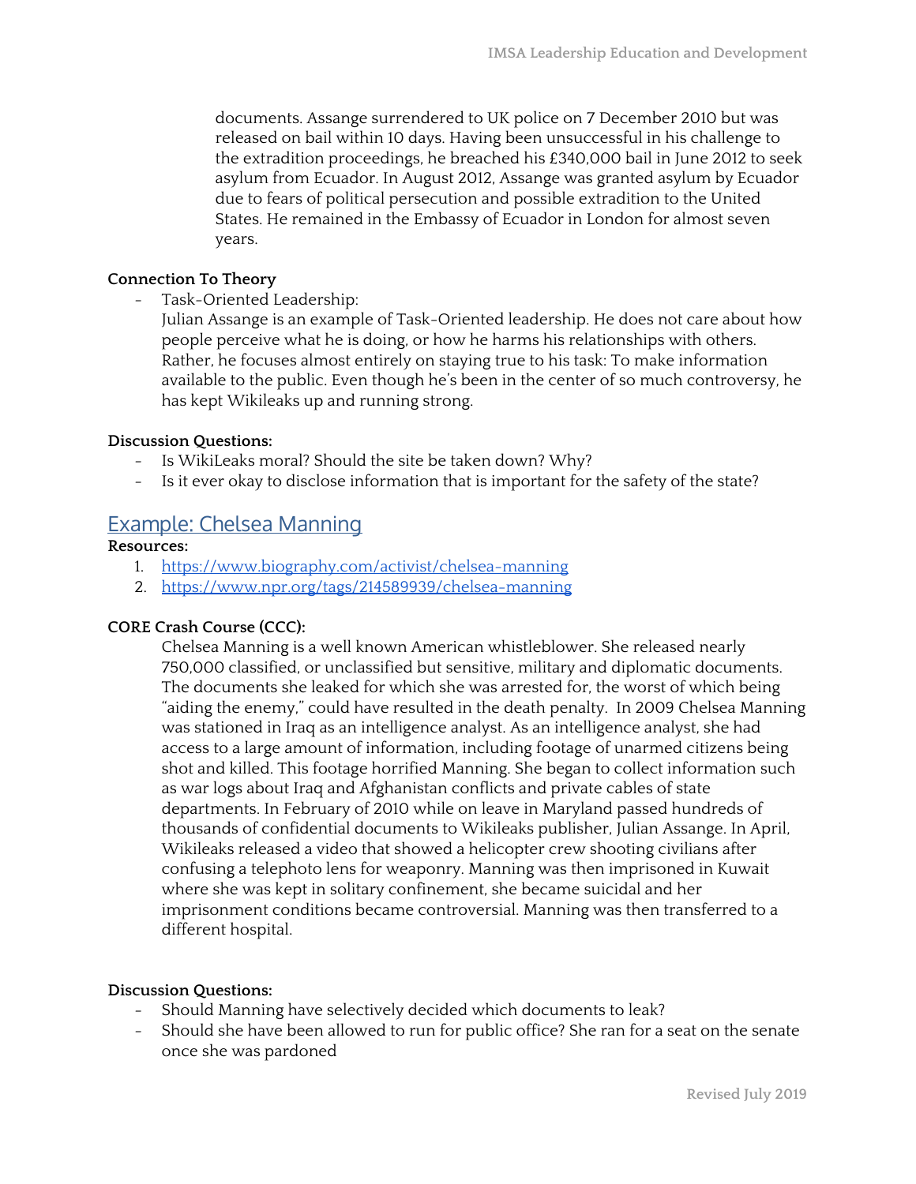documents. Assange surrendered to UK police on 7 December 2010 but was released on bail within 10 days. Having been unsuccessful in his challenge to the extradition proceedings, he breached his £340,000 bail in June 2012 to seek asylum from Ecuador. In August 2012, Assange was granted asylum by Ecuador due to fears of political persecution and possible extradition to the United States. He remained in the Embassy of Ecuador in London for almost seven years.

**Connection To Theory**

- Task-Oriented Leadership:
  Julian Assange is an example of Task-Oriented leadership. He does not care about how people perceive what he is doing, or how he harms his relationships with others. Rather, he focuses almost entirely on staying true to his task: To make information available to the public. Even though he's been in the center of so much controversy, he has kept Wikileaks up and running strong.

**Discussion Questions:**

- Is WikiLeaks moral? Should the site be taken down? Why?
- Is it ever okay to disclose information that is important for the safety of the state?

## Example: Chelsea Manning

**Resources:**

1. https://www.biography.com/activist/chelsea-manning
2. https://www.npr.org/tags/214589939/chelsea-manning

**CORE Crash Course (CCC):**

Chelsea Manning is a well known American whistleblower. She released nearly 750,000 classified, or unclassified but sensitive, military and diplomatic documents. The documents she leaked for which she was arrested for, the worst of which being "aiding the enemy," could have resulted in the death penalty. In 2009 Chelsea Manning was stationed in Iraq as an intelligence analyst. As an intelligence analyst, she had access to a large amount of information, including footage of unarmed citizens being shot and killed. This footage horrified Manning. She began to collect information such as war logs about Iraq and Afghanistan conflicts and private cables of state departments. In February of 2010 while on leave in Maryland passed hundreds of thousands of confidential documents to Wikileaks publisher, Julian Assange. In April, Wikileaks released a video that showed a helicopter crew shooting civilians after confusing a telephoto lens for weaponry. Manning was then imprisoned in Kuwait where she was kept in solitary confinement, she became suicidal and her imprisonment conditions became controversial. Manning was then transferred to a different hospital.

**Discussion Questions:**

- Should Manning have selectively decided which documents to leak?
- Should she have been allowed to run for public office? She ran for a seat on the senate once she was pardoned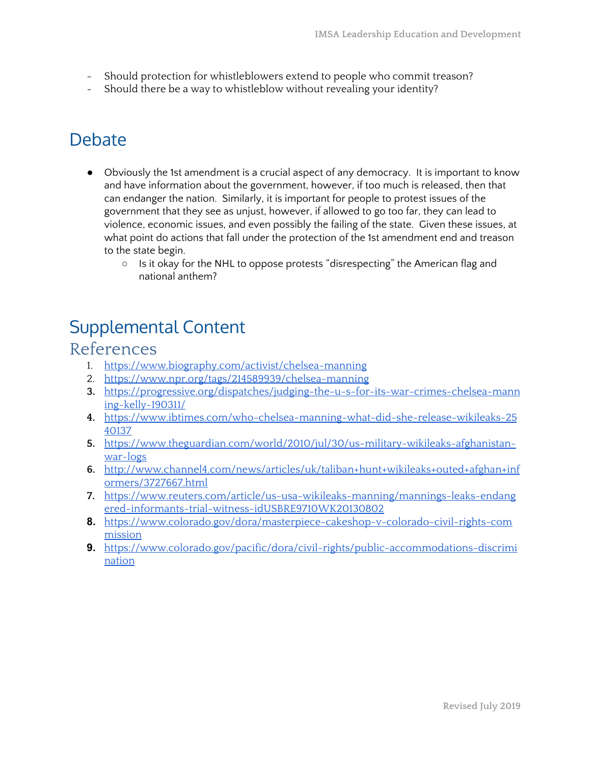- Should protection for whistleblowers extend to people who commit treason?
- Should there be a way to whistleblow without revealing your identity?

## Debate

- Obviously the 1st amendment is a crucial aspect of any democracy. It is important to know and have information about the government, however, if too much is released, then that can endanger the nation. Similarly, it is important for people to protest issues of the government that they see as unjust, however, if allowed to go too far, they can lead to violence, economic issues, and even possibly the failing of the state. Given these issues, at what point do actions that fall under the protection of the 1st amendment end and treason to the state begin.
    - Is it okay for the NHL to oppose protests "disrespecting" the American flag and national anthem?

## Supplemental Content

### References

1. https://www.biography.com/activist/chelsea-manning
2. https://www.npr.org/tags/214589939/chelsea-manning
3. https://progressive.org/dispatches/judging-the-u-s-for-its-war-crimes-chelsea-manning-kelly-190311/
4. https://www.ibtimes.com/who-chelsea-manning-what-did-she-release-wikileaks-2540137
5. https://www.theguardian.com/world/2010/jul/30/us-military-wikileaks-afghanistan-war-logs
6. http://www.channel4.com/news/articles/uk/taliban+hunt+wikileaks+outed+afghan+informers/3727667.html
7. https://www.reuters.com/article/us-usa-wikileaks-manning/mannings-leaks-endangered-informants-trial-witness-idUSBRE9710WK20130802
8. https://www.colorado.gov/dora/masterpiece-cakeshop-v-colorado-civil-rights-commission
9. https://www.colorado.gov/pacific/dora/civil-rights/public-accommodations-discrimination